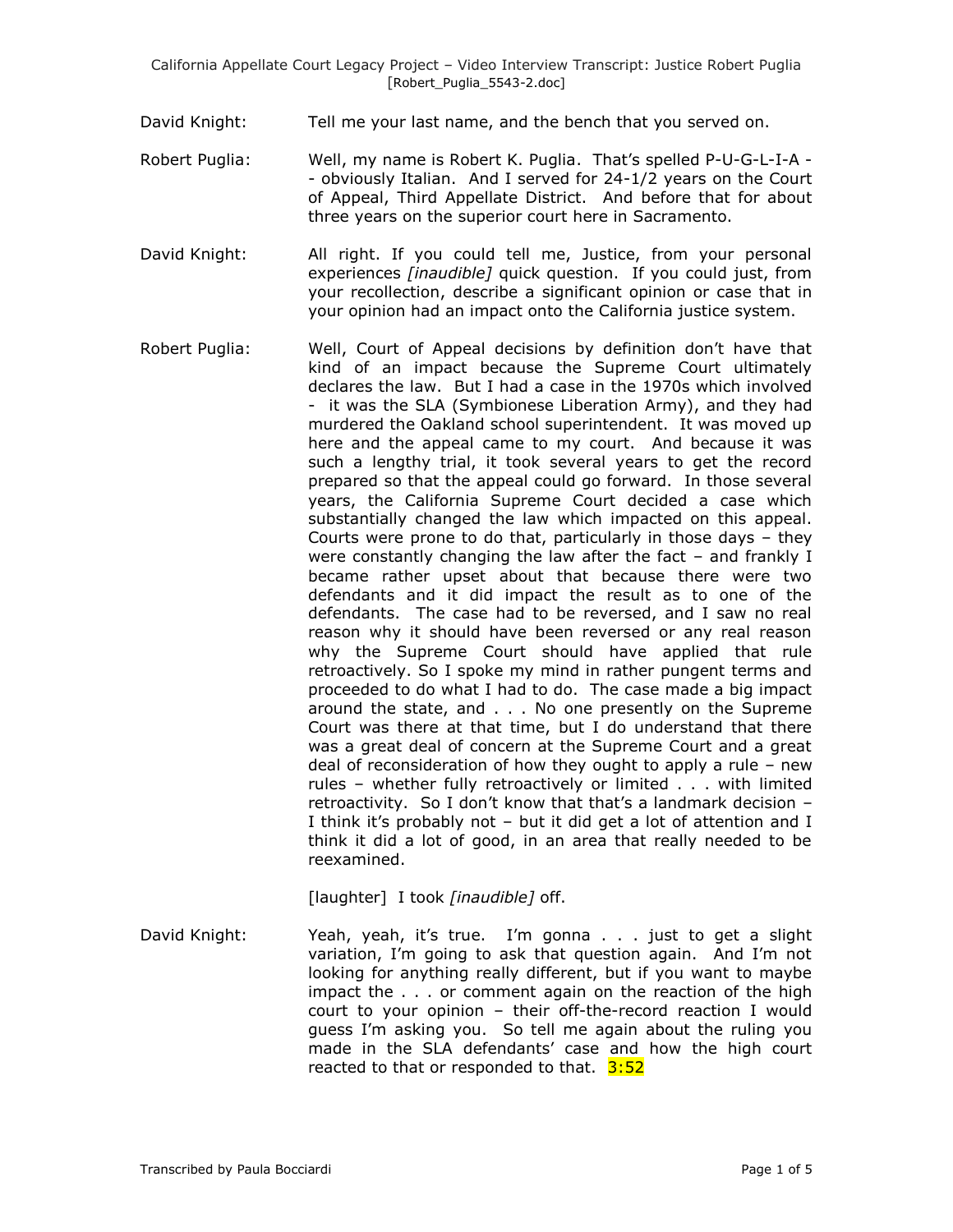David Knight: Tell me your last name, and the bench that you served on.

Robert Puglia: Well, my name is Robert K. Puglia. That's spelled P-U-G-L-I-A -- obviously Italian. And I served for 24-1/2 years on the Court of Appeal, Third Appellate District. And before that for about three years on the superior court here in Sacramento.

David Knight: All right. If you could tell me, Justice, from your personal experiences *[inaudible]* quick question. If you could just, from your recollection, describe a significant opinion or case that in your opinion had an impact onto the California justice system.

Robert Puglia: Well, Court of Appeal decisions by definition don't have that kind of an impact because the Supreme Court ultimately declares the law. But I had a case in the 1970s which involved - it was the SLA (Symbionese Liberation Army), and they had murdered the Oakland school superintendent. It was moved up here and the appeal came to my court. And because it was such a lengthy trial, it took several years to get the record prepared so that the appeal could go forward. In those several years, the California Supreme Court decided a case which substantially changed the law which impacted on this appeal. Courts were prone to do that, particularly in those days – they were constantly changing the law after the fact – and frankly I became rather upset about that because there were two defendants and it did impact the result as to one of the defendants. The case had to be reversed, and I saw no real reason why it should have been reversed or any real reason why the Supreme Court should have applied that rule retroactively. So I spoke my mind in rather pungent terms and proceeded to do what I had to do. The case made a big impact around the state, and . . . No one presently on the Supreme Court was there at that time, but I do understand that there was a great deal of concern at the Supreme Court and a great deal of reconsideration of how they ought to apply a rule – new rules – whether fully retroactively or limited . . . with limited retroactivity. So I don't know that that's a landmark decision – I think it's probably not – but it did get a lot of attention and I think it did a lot of good, in an area that really needed to be reexamined.

[laughter] I took *[inaudible]* off.

David Knight: Yeah, yeah, it's true. I'm gonna . . . just to get a slight variation, I'm going to ask that question again. And I'm not looking for anything really different, but if you want to maybe impact the . . . or comment again on the reaction of the high court to your opinion – their off-the-record reaction I would guess I'm asking you. So tell me again about the ruling you made in the SLA defendants' case and how the high court reacted to that or responded to that. 3:52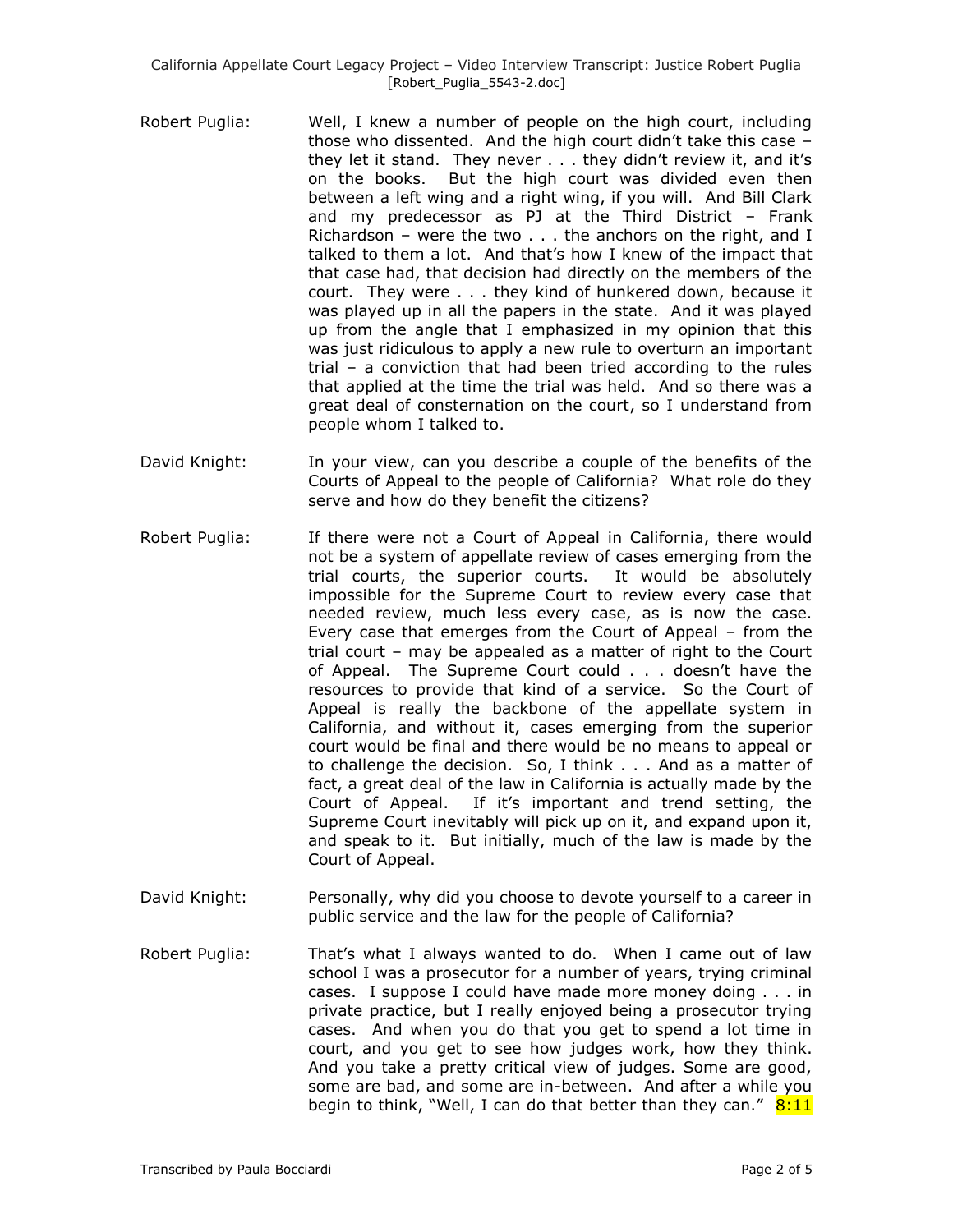Robert Puglia: Well, I knew a number of people on the high court, including those who dissented. And the high court didn't take this case – they let it stand. They never . . . they didn't review it, and it's on the books. But the high court was divided even then between a left wing and a right wing, if you will. And Bill Clark and my predecessor as PJ at the Third District – Frank Richardson – were the two . . . the anchors on the right, and I talked to them a lot. And that's how I knew of the impact that that case had, that decision had directly on the members of the court. They were . . . they kind of hunkered down, because it was played up in all the papers in the state. And it was played up from the angle that I emphasized in my opinion that this was just ridiculous to apply a new rule to overturn an important trial – a conviction that had been tried according to the rules that applied at the time the trial was held. And so there was a great deal of consternation on the court, so I understand from people whom I talked to.

David Knight: In your view, can you describe a couple of the benefits of the Courts of Appeal to the people of California? What role do they serve and how do they benefit the citizens?

Robert Puglia: If there were not a Court of Appeal in California, there would not be a system of appellate review of cases emerging from the trial courts, the superior courts. It would be absolutely impossible for the Supreme Court to review every case that needed review, much less every case, as is now the case. Every case that emerges from the Court of Appeal – from the trial court – may be appealed as a matter of right to the Court of Appeal. The Supreme Court could . . . doesn't have the resources to provide that kind of a service. So the Court of Appeal is really the backbone of the appellate system in California, and without it, cases emerging from the superior court would be final and there would be no means to appeal or to challenge the decision. So, I think . . . And as a matter of fact, a great deal of the law in California is actually made by the Court of Appeal. If it's important and trend setting, the Supreme Court inevitably will pick up on it, and expand upon it, and speak to it. But initially, much of the law is made by the Court of Appeal.

David Knight: Personally, why did you choose to devote yourself to a career in public service and the law for the people of California?

Robert Puglia: That's what I always wanted to do. When I came out of law school I was a prosecutor for a number of years, trying criminal cases. I suppose I could have made more money doing . . . in private practice, but I really enjoyed being a prosecutor trying cases. And when you do that you get to spend a lot time in court, and you get to see how judges work, how they think. And you take a pretty critical view of judges. Some are good, some are bad, and some are in-between. And after a while you begin to think, "Well, I can do that better than they can." 8:11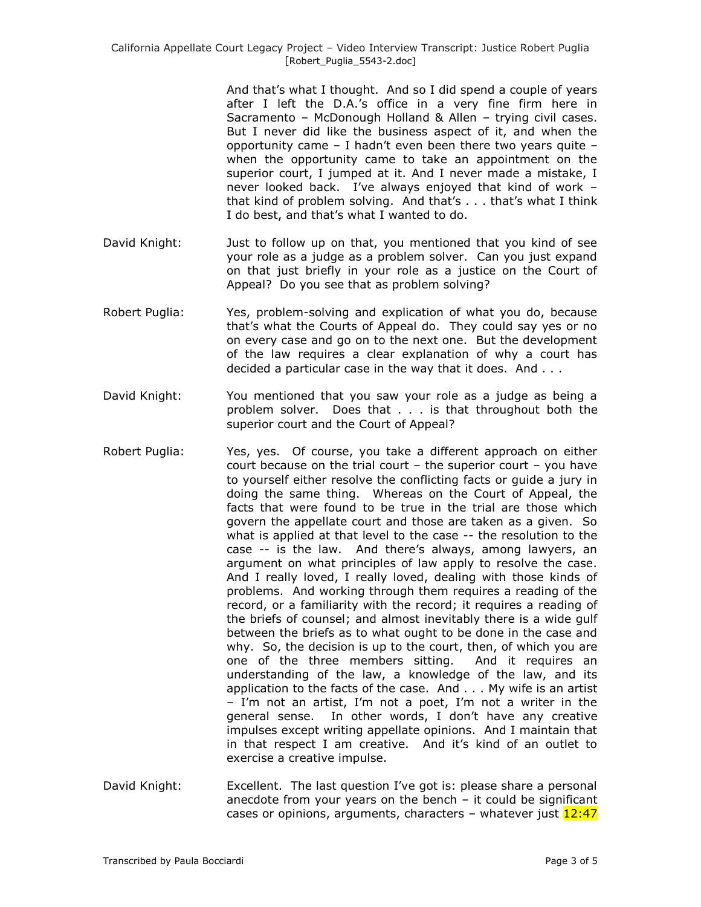And that's what I thought. And so I did spend a couple of years after I left the D.A.'s office in a very fine firm here in Sacramento – McDonough Holland & Allen – trying civil cases. But I never did like the business aspect of it, and when the opportunity came – I hadn't even been there two years quite – when the opportunity came to take an appointment on the superior court, I jumped at it. And I never made a mistake, I never looked back. I've always enjoyed that kind of work – that kind of problem solving. And that's . . . that's what I think I do best, and that's what I wanted to do.

David Knight: Just to follow up on that, you mentioned that you kind of see your role as a judge as a problem solver. Can you just expand on that just briefly in your role as a justice on the Court of Appeal? Do you see that as problem solving?

Robert Puglia: Yes, problem-solving and explication of what you do, because that's what the Courts of Appeal do. They could say yes or no on every case and go on to the next one. But the development of the law requires a clear explanation of why a court has decided a particular case in the way that it does. And . . .

David Knight: You mentioned that you saw your role as a judge as being a problem solver. Does that . . . is that throughout both the superior court and the Court of Appeal?

Robert Puglia: Yes, yes. Of course, you take a different approach on either court because on the trial court – the superior court – you have to yourself either resolve the conflicting facts or guide a jury in doing the same thing. Whereas on the Court of Appeal, the facts that were found to be true in the trial are those which govern the appellate court and those are taken as a given. So what is applied at that level to the case -- the resolution to the case -- is the law. And there's always, among lawyers, an argument on what principles of law apply to resolve the case. And I really loved, I really loved, dealing with those kinds of problems. And working through them requires a reading of the record, or a familiarity with the record; it requires a reading of the briefs of counsel; and almost inevitably there is a wide gulf between the briefs as to what ought to be done in the case and why. So, the decision is up to the court, then, of which you are one of the three members sitting. And it requires an understanding of the law, a knowledge of the law, and its application to the facts of the case. And . . . My wife is an artist – I'm not an artist, I'm not a poet, I'm not a writer in the general sense. In other words, I don't have any creative impulses except writing appellate opinions. And I maintain that in that respect I am creative. And it's kind of an outlet to exercise a creative impulse.

David Knight: Excellent. The last question I've got is: please share a personal anecdote from your years on the bench – it could be significant cases or opinions, arguments, characters – whatever just 12:47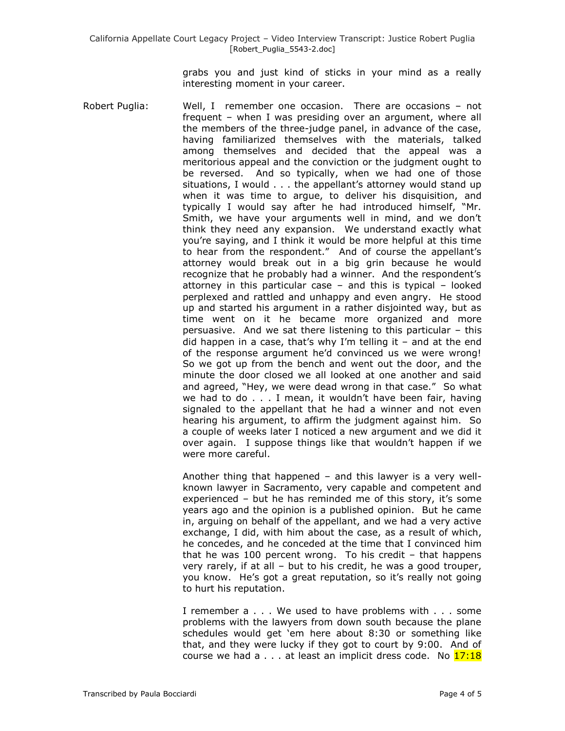grabs you and just kind of sticks in your mind as a really interesting moment in your career.

Robert Puglia: Well, I remember one occasion. There are occasions – not frequent – when I was presiding over an argument, where all the members of the three-judge panel, in advance of the case, having familiarized themselves with the materials, talked among themselves and decided that the appeal was a meritorious appeal and the conviction or the judgment ought to be reversed. And so typically, when we had one of those situations, I would . . . the appellant's attorney would stand up when it was time to argue, to deliver his disquisition, and typically I would say after he had introduced himself, "Mr. Smith, we have your arguments well in mind, and we don't think they need any expansion. We understand exactly what you're saying, and I think it would be more helpful at this time to hear from the respondent." And of course the appellant's attorney would break out in a big grin because he would recognize that he probably had a winner. And the respondent's attorney in this particular case – and this is typical – looked perplexed and rattled and unhappy and even angry. He stood up and started his argument in a rather disjointed way, but as time went on it he became more organized and more persuasive. And we sat there listening to this particular – this did happen in a case, that's why I'm telling it – and at the end of the response argument he'd convinced us we were wrong! So we got up from the bench and went out the door, and the minute the door closed we all looked at one another and said and agreed, "Hey, we were dead wrong in that case." So what we had to do . . . I mean, it wouldn't have been fair, having signaled to the appellant that he had a winner and not even hearing his argument, to affirm the judgment against him. So a couple of weeks later I noticed a new argument and we did it over again. I suppose things like that wouldn't happen if we were more careful.

Another thing that happened – and this lawyer is a very well-known lawyer in Sacramento, very capable and competent and experienced – but he has reminded me of this story, it's some years ago and the opinion is a published opinion. But he came in, arguing on behalf of the appellant, and we had a very active exchange, I did, with him about the case, as a result of which, he concedes, and he conceded at the time that I convinced him that he was 100 percent wrong. To his credit – that happens very rarely, if at all – but to his credit, he was a good trouper, you know. He's got a great reputation, so it's really not going to hurt his reputation.

I remember a . . . We used to have problems with . . . some problems with the lawyers from down south because the plane schedules would get 'em here about 8:30 or something like that, and they were lucky if they got to court by 9:00. And of course we had a . . . at least an implicit dress code. No 17:18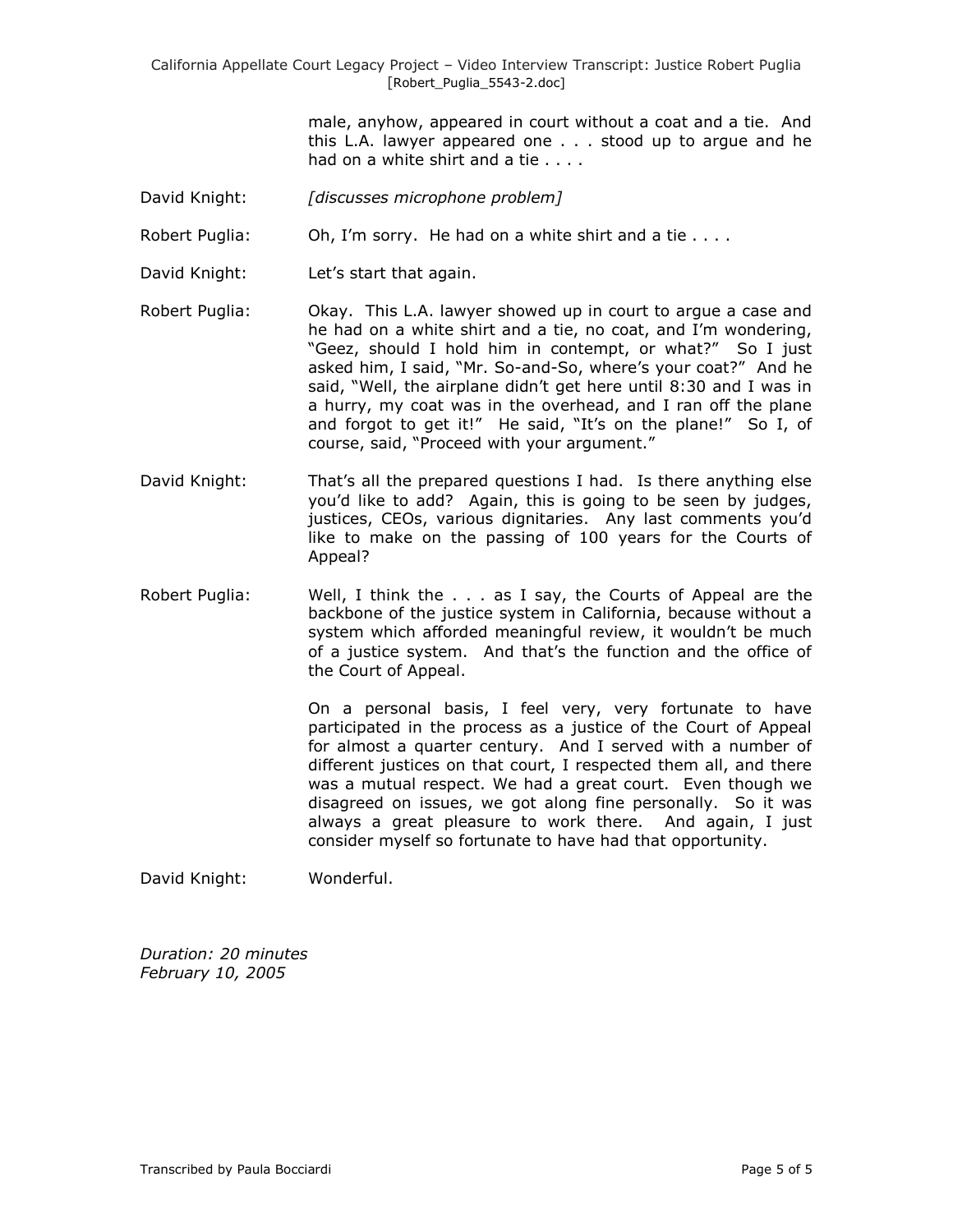male, anyhow, appeared in court without a coat and a tie. And this L.A. lawyer appeared one . . . stood up to argue and he had on a white shirt and a tie . . . .

David Knight: *[discusses microphone problem]*

Robert Puglia: Oh, I'm sorry. He had on a white shirt and a tie . . . .

David Knight: Let's start that again.

Robert Puglia: Okay. This L.A. lawyer showed up in court to argue a case and he had on a white shirt and a tie, no coat, and I'm wondering, "Geez, should I hold him in contempt, or what?" So I just asked him, I said, "Mr. So-and-So, where's your coat?" And he said, "Well, the airplane didn't get here until 8:30 and I was in a hurry, my coat was in the overhead, and I ran off the plane and forgot to get it!" He said, "It's on the plane!" So I, of course, said, "Proceed with your argument."

David Knight: That's all the prepared questions I had. Is there anything else you'd like to add? Again, this is going to be seen by judges, justices, CEOs, various dignitaries. Any last comments you'd like to make on the passing of 100 years for the Courts of Appeal?

Robert Puglia: Well, I think the . . . as I say, the Courts of Appeal are the backbone of the justice system in California, because without a system which afforded meaningful review, it wouldn't be much of a justice system. And that's the function and the office of the Court of Appeal.

On a personal basis, I feel very, very fortunate to have participated in the process as a justice of the Court of Appeal for almost a quarter century. And I served with a number of different justices on that court, I respected them all, and there was a mutual respect. We had a great court. Even though we disagreed on issues, we got along fine personally. So it was always a great pleasure to work there. And again, I just consider myself so fortunate to have had that opportunity.

David Knight: Wonderful.

*Duration: 20 minutes*
*February 10, 2005*

Transcribed by Paula Bocciardi